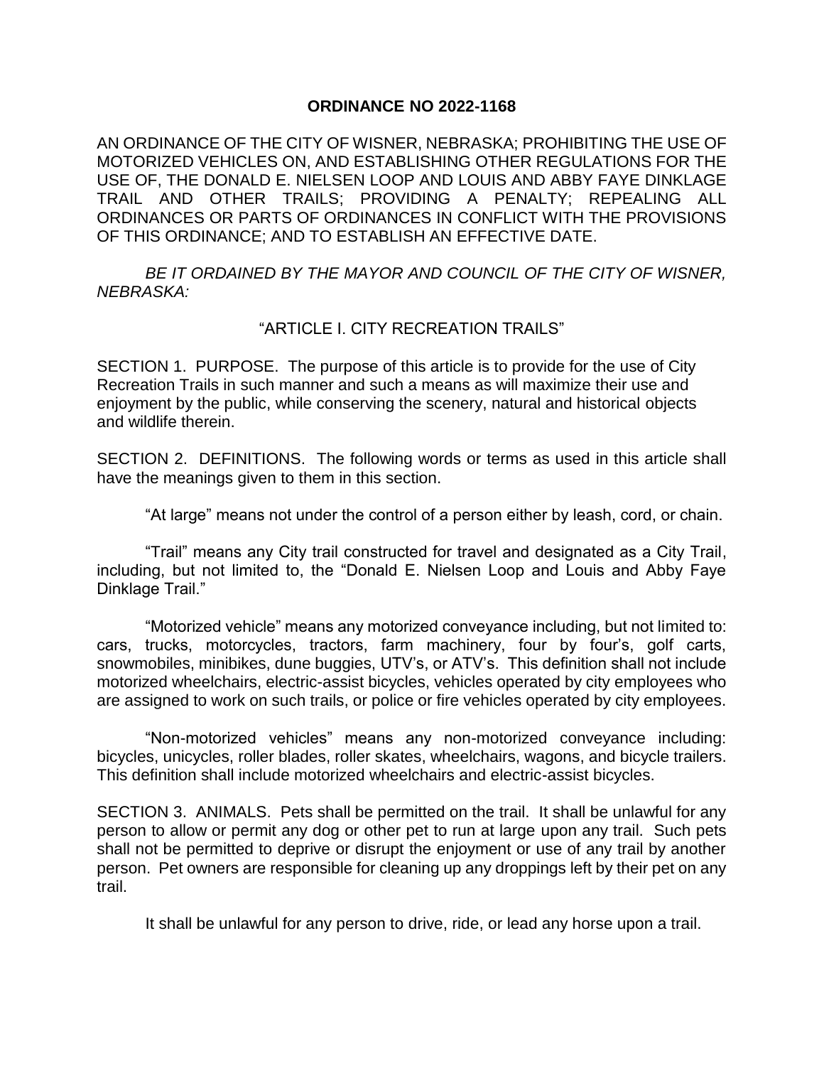# ORDINANCE NO 2022-1168

AN ORDINANCE OF THE CITY OF WISNER, NEBRASKA; PROHIBITING THE USE OF MOTORIZED VEHICLES ON, AND ESTABLISHING OTHER REGULATIONS FOR THE USE OF, THE DONALD E. NIELSEN LOOP AND LOUIS AND ABBY FAYE DINKLAGE TRAIL AND OTHER TRAILS; PROVIDING A PENALTY; REPEALING ALL ORDINANCES OR PARTS OF ORDINANCES IN CONFLICT WITH THE PROVISIONS OF THIS ORDINANCE; AND TO ESTABLISH AN EFFECTIVE DATE.

*BE IT ORDAINED BY THE MAYOR AND COUNCIL OF THE CITY OF WISNER, NEBRASKA:*

"ARTICLE I. CITY RECREATION TRAILS"

SECTION 1. PURPOSE. The purpose of this article is to provide for the use of City Recreation Trails in such manner and such a means as will maximize their use and enjoyment by the public, while conserving the scenery, natural and historical objects and wildlife therein.

SECTION 2. DEFINITIONS. The following words or terms as used in this article shall have the meanings given to them in this section.

"At large" means not under the control of a person either by leash, cord, or chain.

"Trail" means any City trail constructed for travel and designated as a City Trail, including, but not limited to, the "Donald E. Nielsen Loop and Louis and Abby Faye Dinklage Trail."

"Motorized vehicle" means any motorized conveyance including, but not limited to: cars, trucks, motorcycles, tractors, farm machinery, four by four's, golf carts, snowmobiles, minibikes, dune buggies, UTV's, or ATV's. This definition shall not include motorized wheelchairs, electric-assist bicycles, vehicles operated by city employees who are assigned to work on such trails, or police or fire vehicles operated by city employees.

"Non-motorized vehicles" means any non-motorized conveyance including: bicycles, unicycles, roller blades, roller skates, wheelchairs, wagons, and bicycle trailers. This definition shall include motorized wheelchairs and electric-assist bicycles.

SECTION 3. ANIMALS. Pets shall be permitted on the trail. It shall be unlawful for any person to allow or permit any dog or other pet to run at large upon any trail. Such pets shall not be permitted to deprive or disrupt the enjoyment or use of any trail by another person. Pet owners are responsible for cleaning up any droppings left by their pet on any trail.

It shall be unlawful for any person to drive, ride, or lead any horse upon a trail.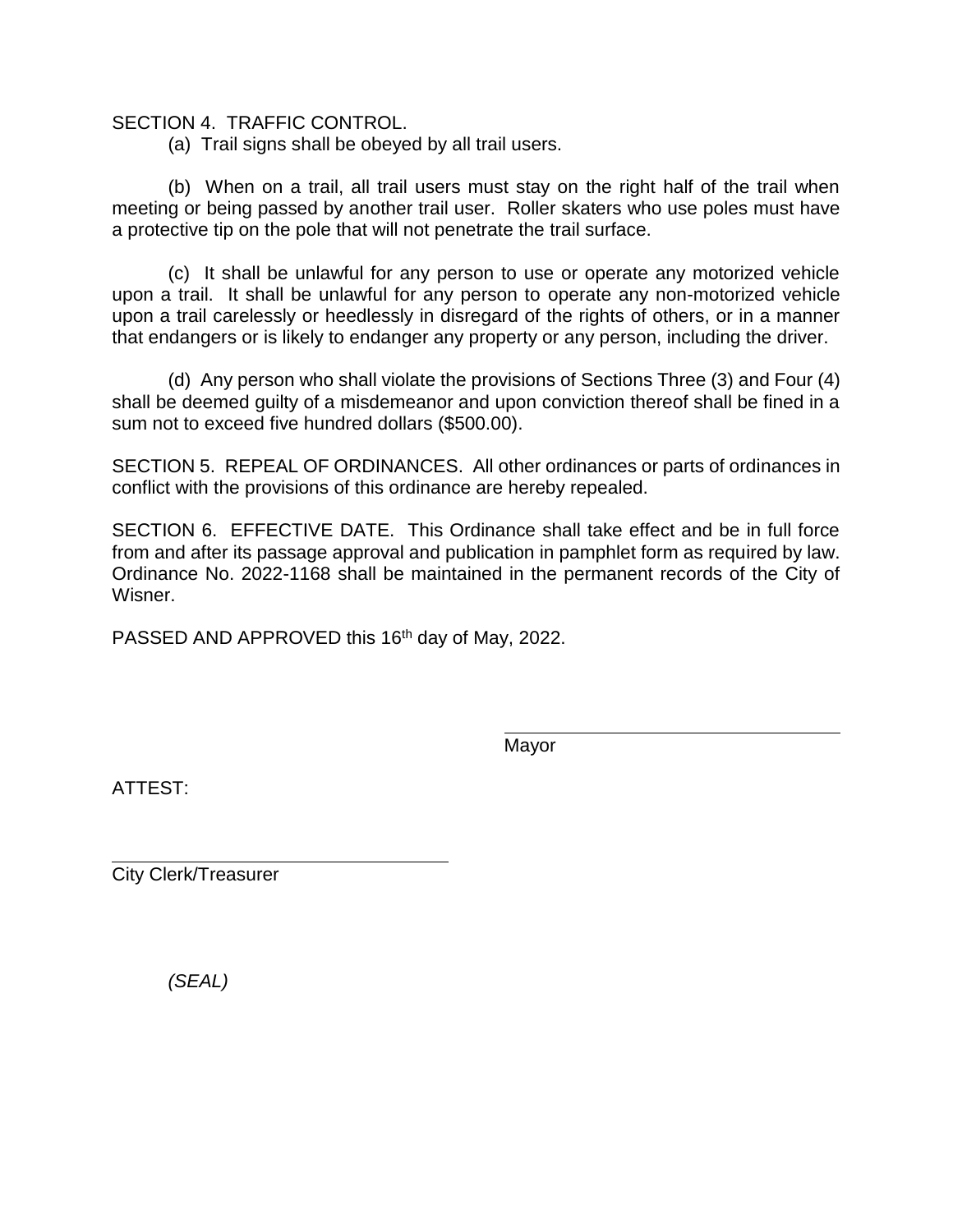SECTION 4. TRAFFIC CONTROL.

(a) Trail signs shall be obeyed by all trail users.

(b) When on a trail, all trail users must stay on the right half of the trail when meeting or being passed by another trail user. Roller skaters who use poles must have a protective tip on the pole that will not penetrate the trail surface.

(c) It shall be unlawful for any person to use or operate any motorized vehicle upon a trail. It shall be unlawful for any person to operate any non-motorized vehicle upon a trail carelessly or heedlessly in disregard of the rights of others, or in a manner that endangers or is likely to endanger any property or any person, including the driver.

(d) Any person who shall violate the provisions of Sections Three (3) and Four (4) shall be deemed guilty of a misdemeanor and upon conviction thereof shall be fined in a sum not to exceed five hundred dollars ($500.00).

SECTION 5. REPEAL OF ORDINANCES. All other ordinances or parts of ordinances in conflict with the provisions of this ordinance are hereby repealed.

SECTION 6. EFFECTIVE DATE. This Ordinance shall take effect and be in full force from and after its passage approval and publication in pamphlet form as required by law. Ordinance No. 2022-1168 shall be maintained in the permanent records of the City of Wisner.

PASSED AND APPROVED this 16th day of May, 2022.

\_\_\_\_\_\_\_\_\_\_\_\_\_\_\_\_\_\_\_\_\_\_\_\_\_\_\_\_\_\_\_\_\_\_\_\_
Mayor

ATTEST:

\_\_\_\_\_\_\_\_\_\_\_\_\_\_\_\_\_\_\_\_\_\_\_\_\_\_\_\_\_\_\_\_\_\_\_\_
City Clerk/Treasurer

*(SEAL)*